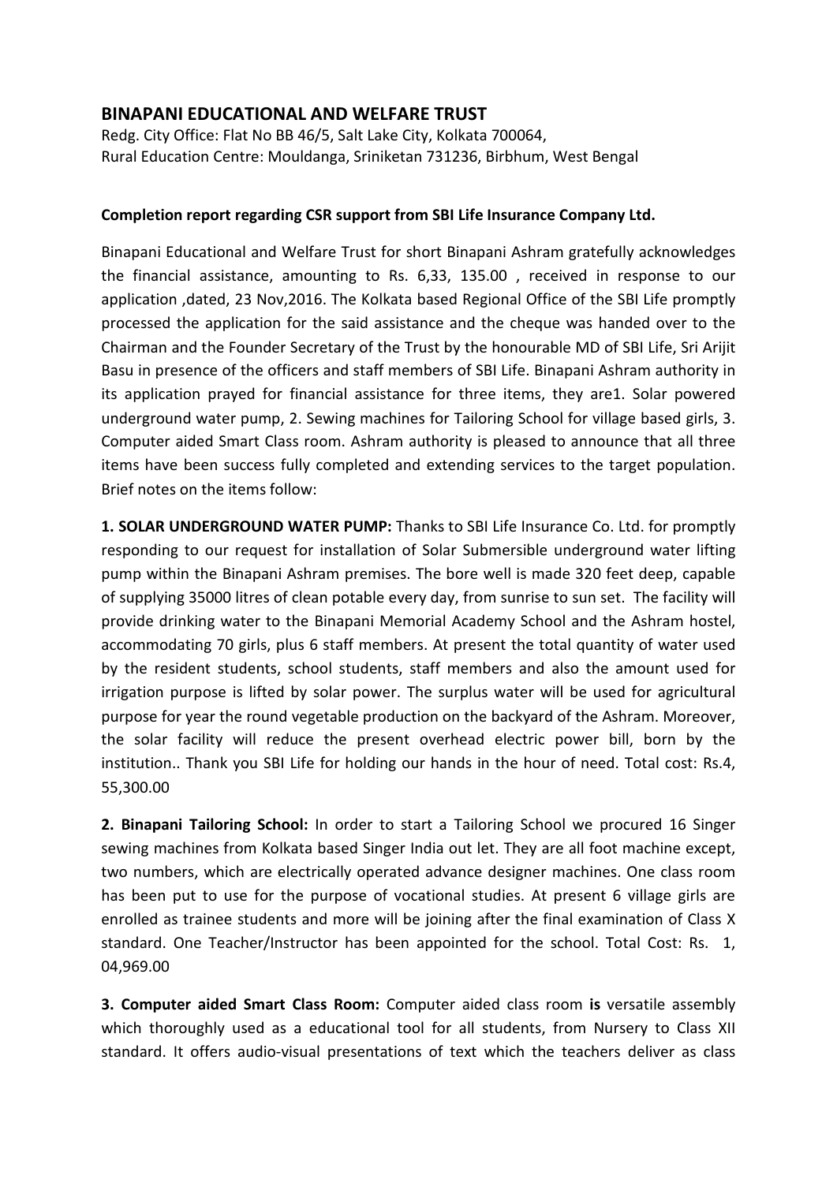## BINAPANI EDUCATIONAL AND WELFARE TRUST

Redg. City Office: Flat No BB 46/5, Salt Lake City, Kolkata 700064,
Rural Education Centre: Mouldanga, Sriniketan 731236, Birbhum, West Bengal

**Completion report regarding CSR support from SBI Life Insurance Company Ltd.**

Binapani Educational and Welfare Trust for short Binapani Ashram gratefully acknowledges the financial assistance, amounting to Rs. 6,33, 135.00 , received in response to our application ,dated, 23 Nov,2016. The Kolkata based Regional Office of the SBI Life promptly processed the application for the said assistance and the cheque was handed over to the Chairman and the Founder Secretary of the Trust by the honourable MD of SBI Life, Sri Arijit Basu in presence of the officers and staff members of SBI Life. Binapani Ashram authority in its application prayed for financial assistance for three items, they are1. Solar powered underground water pump, 2. Sewing machines for Tailoring School for village based girls, 3. Computer aided Smart Class room. Ashram authority is pleased to announce that all three items have been success fully completed and extending services to the target population. Brief notes on the items follow:

**1. SOLAR UNDERGROUND WATER PUMP:** Thanks to SBI Life Insurance Co. Ltd. for promptly responding to our request for installation of Solar Submersible underground water lifting pump within the Binapani Ashram premises. The bore well is made 320 feet deep, capable of supplying 35000 litres of clean potable every day, from sunrise to sun set. The facility will provide drinking water to the Binapani Memorial Academy School and the Ashram hostel, accommodating 70 girls, plus 6 staff members. At present the total quantity of water used by the resident students, school students, staff members and also the amount used for irrigation purpose is lifted by solar power. The surplus water will be used for agricultural purpose for year the round vegetable production on the backyard of the Ashram. Moreover, the solar facility will reduce the present overhead electric power bill, born by the institution.. Thank you SBI Life for holding our hands in the hour of need. Total cost: Rs.4, 55,300.00

**2. Binapani Tailoring School:** In order to start a Tailoring School we procured 16 Singer sewing machines from Kolkata based Singer India out let. They are all foot machine except, two numbers, which are electrically operated advance designer machines. One class room has been put to use for the purpose of vocational studies. At present 6 village girls are enrolled as trainee students and more will be joining after the final examination of Class X standard. One Teacher/Instructor has been appointed for the school. Total Cost: Rs. 1, 04,969.00

**3. Computer aided Smart Class Room:** Computer aided class room **is** versatile assembly which thoroughly used as a educational tool for all students, from Nursery to Class XII standard. It offers audio-visual presentations of text which the teachers deliver as class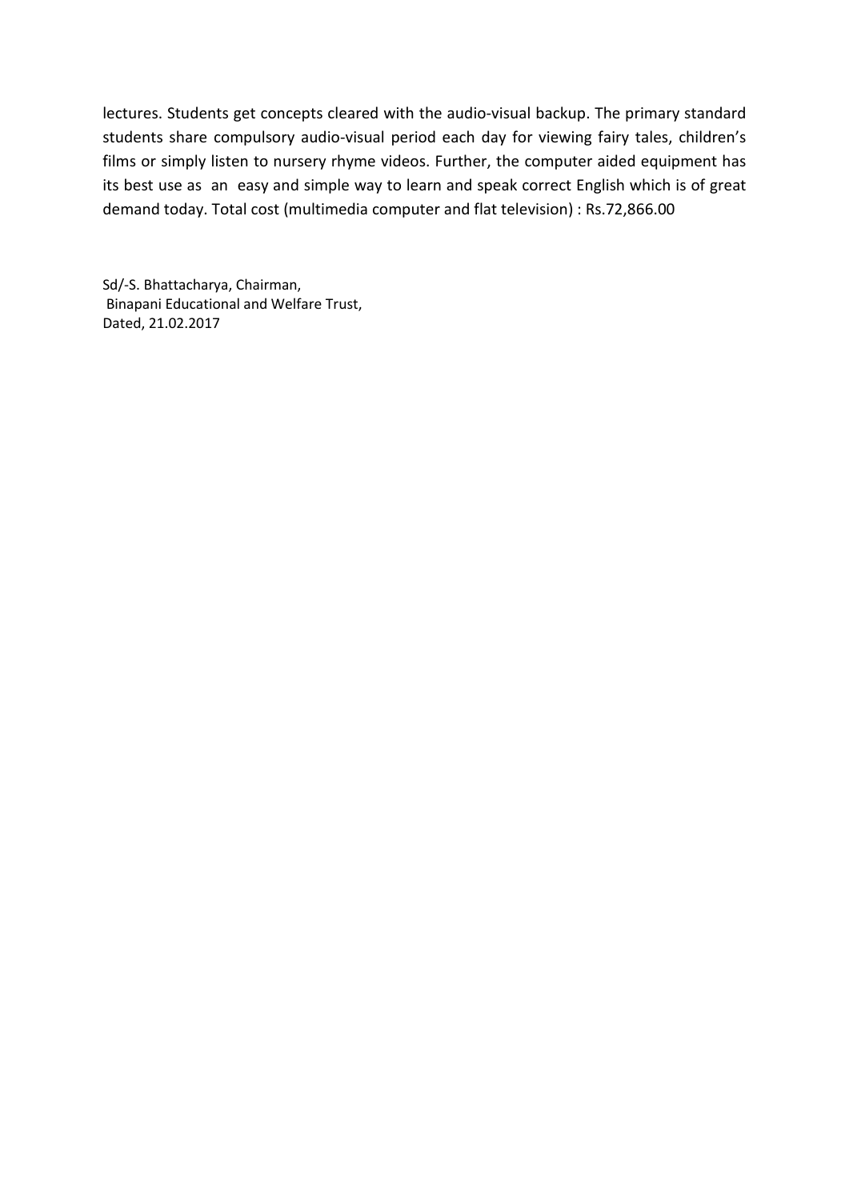lectures. Students get concepts cleared with the audio-visual backup. The primary standard students share compulsory audio-visual period each day for viewing fairy tales, children's films or simply listen to nursery rhyme videos. Further, the computer aided equipment has its best use as an easy and simple way to learn and speak correct English which is of great demand today. Total cost (multimedia computer and flat television) : Rs.72,866.00

Sd/-S. Bhattacharya, Chairman,
Binapani Educational and Welfare Trust,
Dated, 21.02.2017